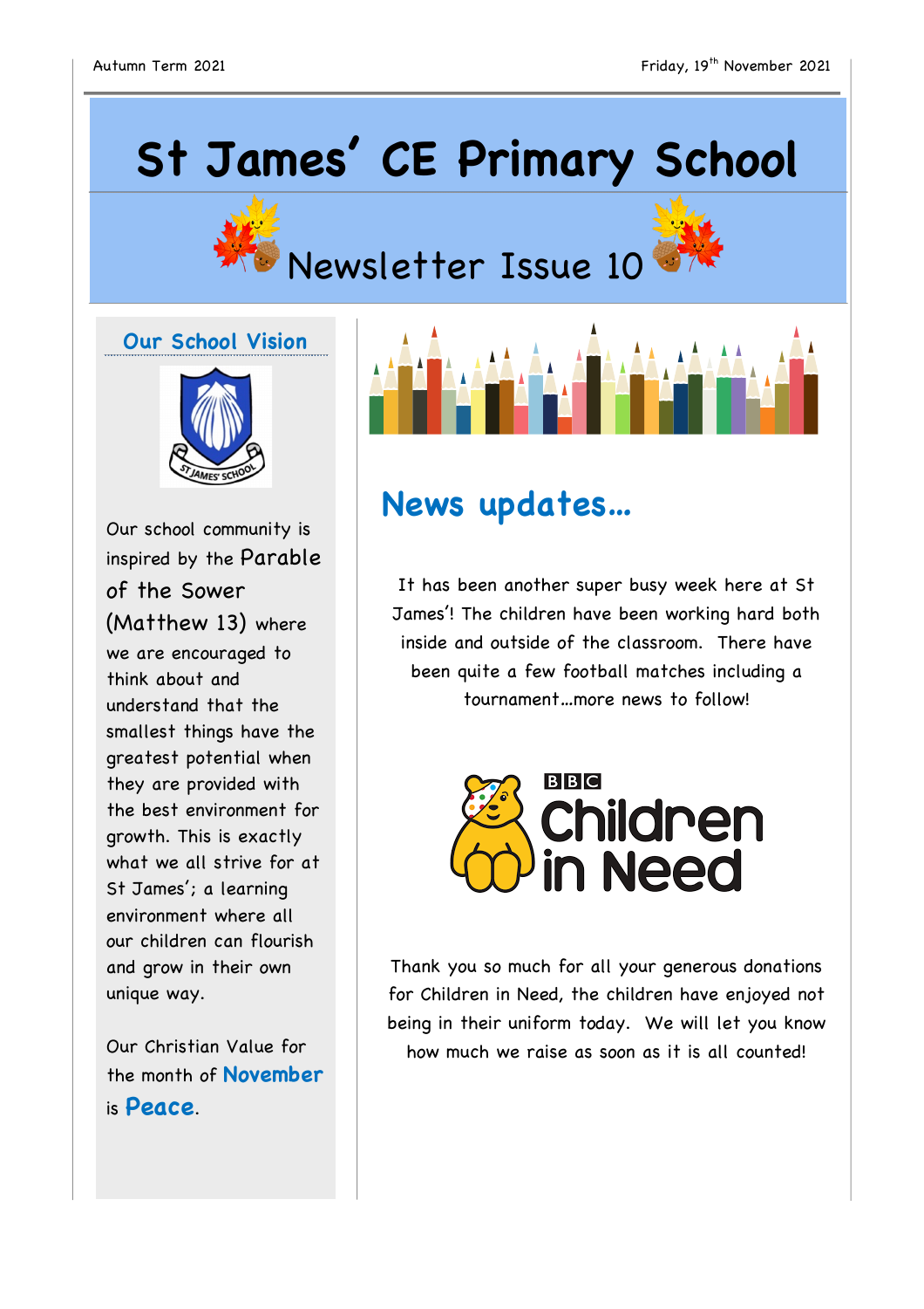# St James' CE Primary School

## Newsletter Issue 10

Autumn Term 2021

Friday, 19th November 2021

### Our School Vision

Our school community is inspired by the Parable of the Sower (Matthew 13) where we are encouraged to think about and understand that the smallest things have the greatest potential when they are provided with the best environment for growth. This is exactly what we all strive for at St James'; a learning environment where all our children can flourish and grow in their own unique way.

Our Christian Value for the month of **November** is **Peace**.

## News updates…

It has been another super busy week here at St James'! The children have been working hard both inside and outside of the classroom. There have been quite a few football matches including a tournament…more news to follow!

BBC Children in Need

Thank you so much for all your generous donations for Children in Need, the children have enjoyed not being in their uniform today. We will let you know how much we raise as soon as it is all counted!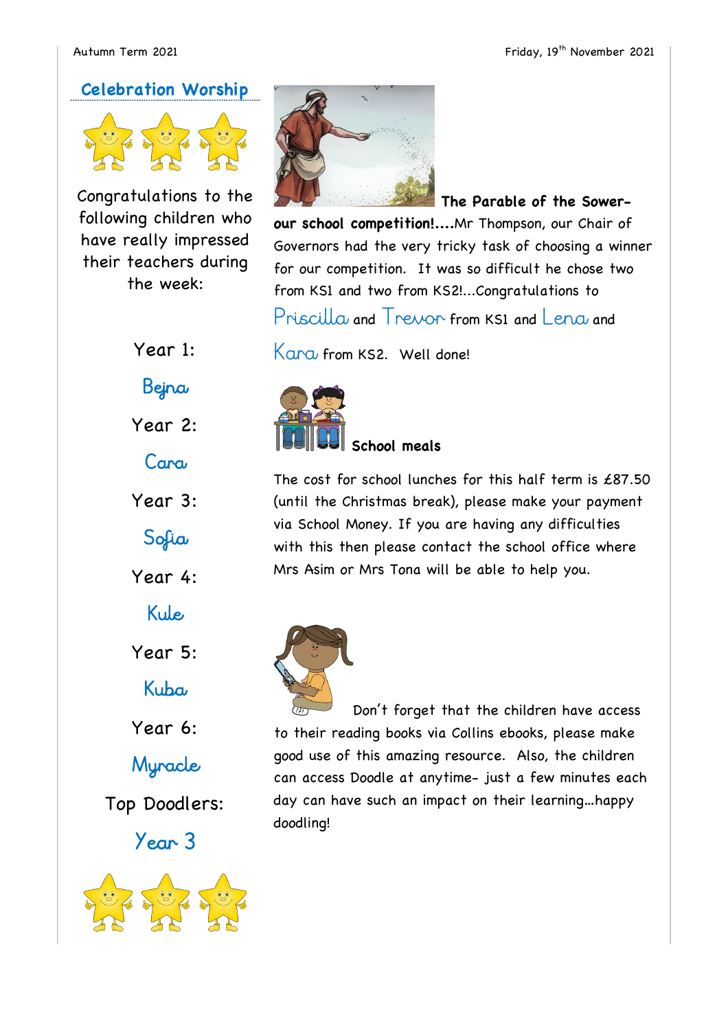## Celebration Worship

Congratulations to the following children who have really impressed their teachers during the week:

Year 1:

Bejna

Year 2:

Cara

Year 3:

Sofia

Year 4:

Kule

Year 5:

Kuba

Year 6:

Myracle

Top Doodlers:

Year 3

**The Parable of the Sower- our school competition!....**Mr Thompson, our Chair of Governors had the very tricky task of choosing a winner for our competition. It was so difficult he chose two from KS1 and two from KS2!...Congratulations to Priscilla and Trevor from KS1 and Lena and Kara from KS2. Well done!

**School meals**

The cost for school lunches for this half term is £87.50 (until the Christmas break), please make your payment via School Money. If you are having any difficulties with this then please contact the school office where Mrs Asim or Mrs Tona will be able to help you.

Don't forget that the children have access to their reading books via Collins ebooks, please make good use of this amazing resource. Also, the children can access Doodle at anytime- just a few minutes each day can have such an impact on their learning…happy doodling!